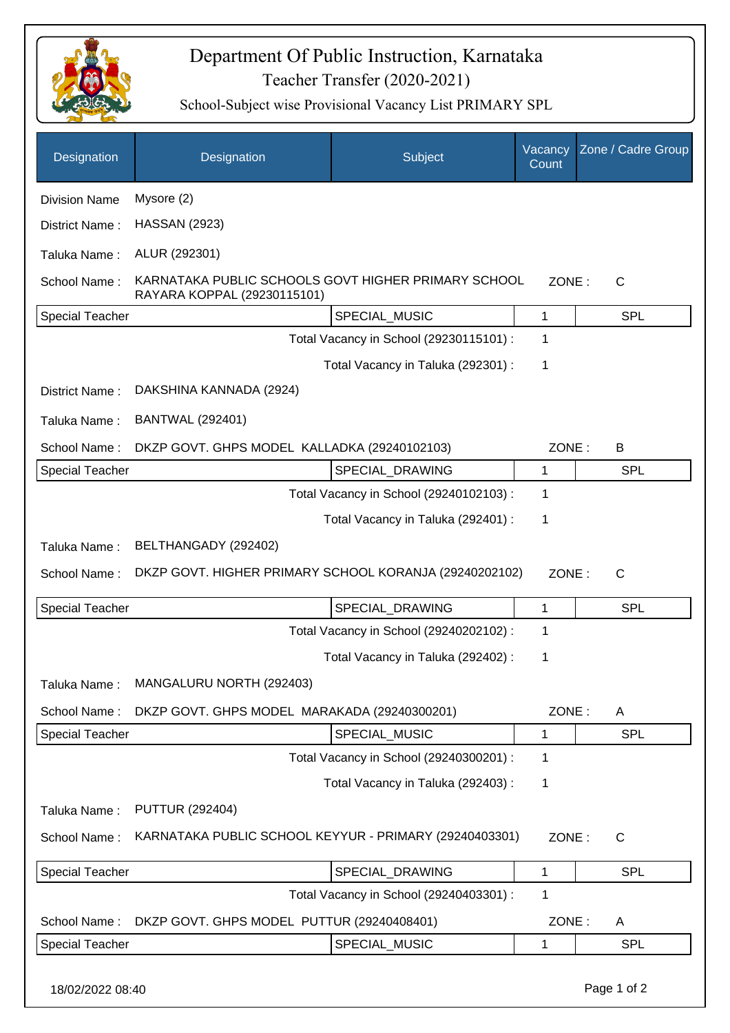# Department Of Public Instruction, Karnataka

## Teacher Transfer (2020-2021)

### School-Subject wise Provisional Vacancy List PRIMARY SPL

| Designation | Designation | Subject | Vacancy Count | Zone / Cadre Group |
|---|---|---|---|---|
| Division Name | Mysore (2) | | | |
| District Name : | HASSAN (2923) | | | |
| Taluka Name : | ALUR (292301) | | | |
| School Name : | KARNATAKA PUBLIC SCHOOLS GOVT HIGHER PRIMARY SCHOOL RAYARA KOPPAL (29230115101) | | ZONE : | C |
| Special Teacher | | SPECIAL_MUSIC | 1 | SPL |
| | | Total Vacancy in School (29230115101) : | 1 | |
| | | Total Vacancy in Taluka (292301) : | 1 | |
| District Name : | DAKSHINA KANNADA (2924) | | | |
| Taluka Name : | BANTWAL (292401) | | | |
| School Name : | DKZP GOVT. GHPS MODEL KALLADKA (29240102103) | | ZONE : | B |
| Special Teacher | | SPECIAL_DRAWING | 1 | SPL |
| | | Total Vacancy in School (29240102103) : | 1 | |
| | | Total Vacancy in Taluka (292401) : | 1 | |
| Taluka Name : | BELTHANGADY (292402) | | | |
| School Name : | DKZP GOVT. HIGHER PRIMARY SCHOOL KORANJA (29240202102) | | ZONE : | C |
| Special Teacher | | SPECIAL_DRAWING | 1 | SPL |
| | | Total Vacancy in School (29240202102) : | 1 | |
| | | Total Vacancy in Taluka (292402) : | 1 | |
| Taluka Name : | MANGALURU NORTH (292403) | | | |
| School Name : | DKZP GOVT. GHPS MODEL MARAKADA (29240300201) | | ZONE : | A |
| Special Teacher | | SPECIAL_MUSIC | 1 | SPL |
| | | Total Vacancy in School (29240300201) : | 1 | |
| | | Total Vacancy in Taluka (292403) : | 1 | |
| Taluka Name : | PUTTUR (292404) | | | |
| School Name : | KARNATAKA PUBLIC SCHOOL KEYYUR - PRIMARY (29240403301) | | ZONE : | C |
| Special Teacher | | SPECIAL_DRAWING | 1 | SPL |
| | | Total Vacancy in School (29240403301) : | 1 | |
| School Name : | DKZP GOVT. GHPS MODEL PUTTUR (29240408401) | | ZONE : | A |
| Special Teacher | | SPECIAL_MUSIC | 1 | SPL |

18/02/2022 08:40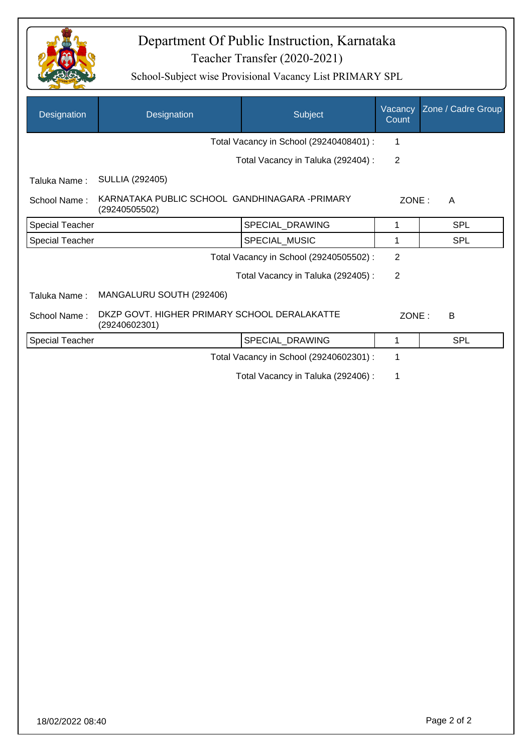# Department Of Public Instruction, Karnataka

Teacher Transfer (2020-2021)

School-Subject wise Provisional Vacancy List PRIMARY SPL

| Designation | Designation | Subject | Vacancy Count | Zone / Cadre Group |
|---|---|---|---|---|

Total Vacancy in School (29240408401) : 1

Total Vacancy in Taluka (292404) : 2

Taluka Name : SULLIA (292405)

School Name : KARNATAKA PUBLIC SCHOOL GANDHINAGARA -PRIMARY (29240505502) ZONE : A

| Designation | Subject | Vacancy Count | Zone / Cadre Group |
|---|---|---|---|
| Special Teacher | SPECIAL_DRAWING | 1 | SPL |
| Special Teacher | SPECIAL_MUSIC | 1 | SPL |

Total Vacancy in School (29240505502) : 2

Total Vacancy in Taluka (292405) : 2

Taluka Name : MANGALURU SOUTH (292406)

School Name : DKZP GOVT. HIGHER PRIMARY SCHOOL DERALAKATTE (29240602301) ZONE : B

| Designation | Subject | Vacancy Count | Zone / Cadre Group |
|---|---|---|---|
| Special Teacher | SPECIAL_DRAWING | 1 | SPL |

Total Vacancy in School (29240602301) : 1

Total Vacancy in Taluka (292406) : 1

18/02/2022 08:40